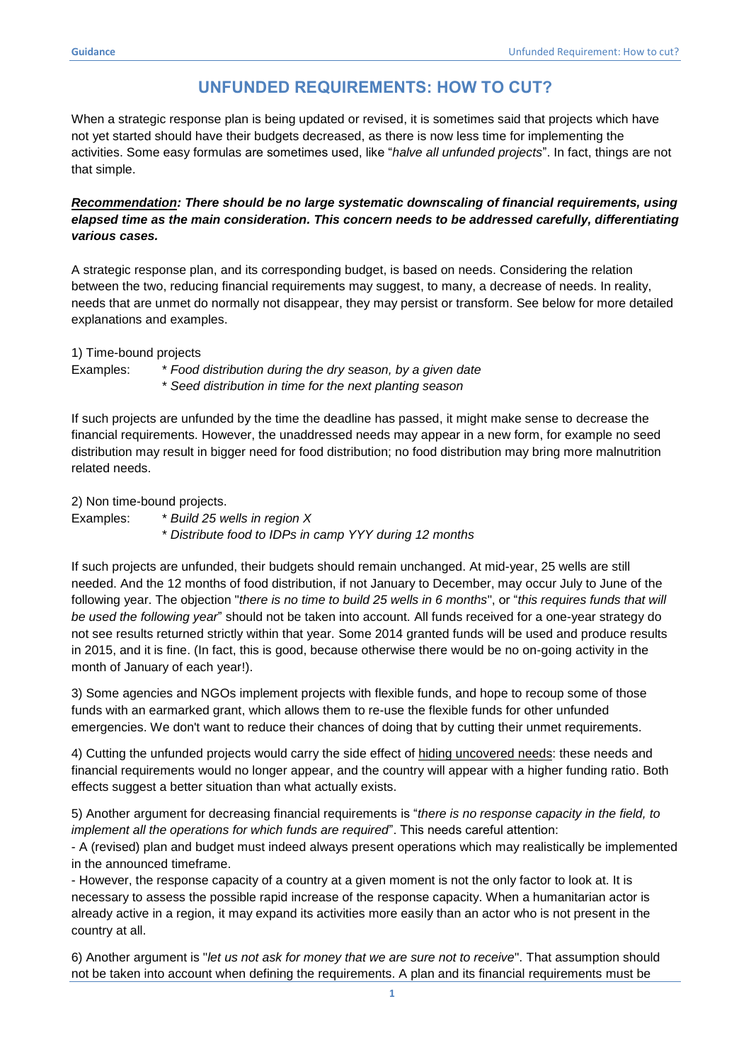# UNFUNDED REQUIREMENTS: HOW TO CUT?

When a strategic response plan is being updated or revised, it is sometimes said that projects which have not yet started should have their budgets decreased, as there is now less time for implementing the activities. Some easy formulas are sometimes used, like "*halve all unfunded projects*". In fact, things are not that simple.

***Recommendation*: *There should be no large systematic downscaling of financial requirements, using elapsed time as the main consideration. This concern needs to be addressed carefully, differentiating various cases.***

A strategic response plan, and its corresponding budget, is based on needs. Considering the relation between the two, reducing financial requirements may suggest, to many, a decrease of needs. In reality, needs that are unmet do normally not disappear, they may persist or transform. See below for more detailed explanations and examples.

1) Time-bound projects

Examples:
- *Food distribution during the dry season, by a given date*
- *Seed distribution in time for the next planting season*

If such projects are unfunded by the time the deadline has passed, it might make sense to decrease the financial requirements. However, the unaddressed needs may appear in a new form, for example no seed distribution may result in bigger need for food distribution; no food distribution may bring more malnutrition related needs.

2) Non time-bound projects.

Examples:
- *Build 25 wells in region X*
- *Distribute food to IDPs in camp YYY during 12 months*

If such projects are unfunded, their budgets should remain unchanged. At mid-year, 25 wells are still needed. And the 12 months of food distribution, if not January to December, may occur July to June of the following year. The objection "*there is no time to build 25 wells in 6 months*", or "*this requires funds that will be used the following year*" should not be taken into account. All funds received for a one-year strategy do not see results returned strictly within that year. Some 2014 granted funds will be used and produce results in 2015, and it is fine. (In fact, this is good, because otherwise there would be no on-going activity in the month of January of each year!).

3) Some agencies and NGOs implement projects with flexible funds, and hope to recoup some of those funds with an earmarked grant, which allows them to re-use the flexible funds for other unfunded emergencies. We don't want to reduce their chances of doing that by cutting their unmet requirements.

4) Cutting the unfunded projects would carry the side effect of <u>hiding uncovered needs</u>: these needs and financial requirements would no longer appear, and the country will appear with a higher funding ratio. Both effects suggest a better situation than what actually exists.

5) Another argument for decreasing financial requirements is "*there is no response capacity in the field, to implement all the operations for which funds are required*". This needs careful attention:

- A (revised) plan and budget must indeed always present operations which may realistically be implemented in the announced timeframe.
- However, the response capacity of a country at a given moment is not the only factor to look at. It is necessary to assess the possible rapid increase of the response capacity. When a humanitarian actor is already active in a region, it may expand its activities more easily than an actor who is not present in the country at all.

6) Another argument is "*let us not ask for money that we are sure not to receive*". That assumption should not be taken into account when defining the requirements. A plan and its financial requirements must be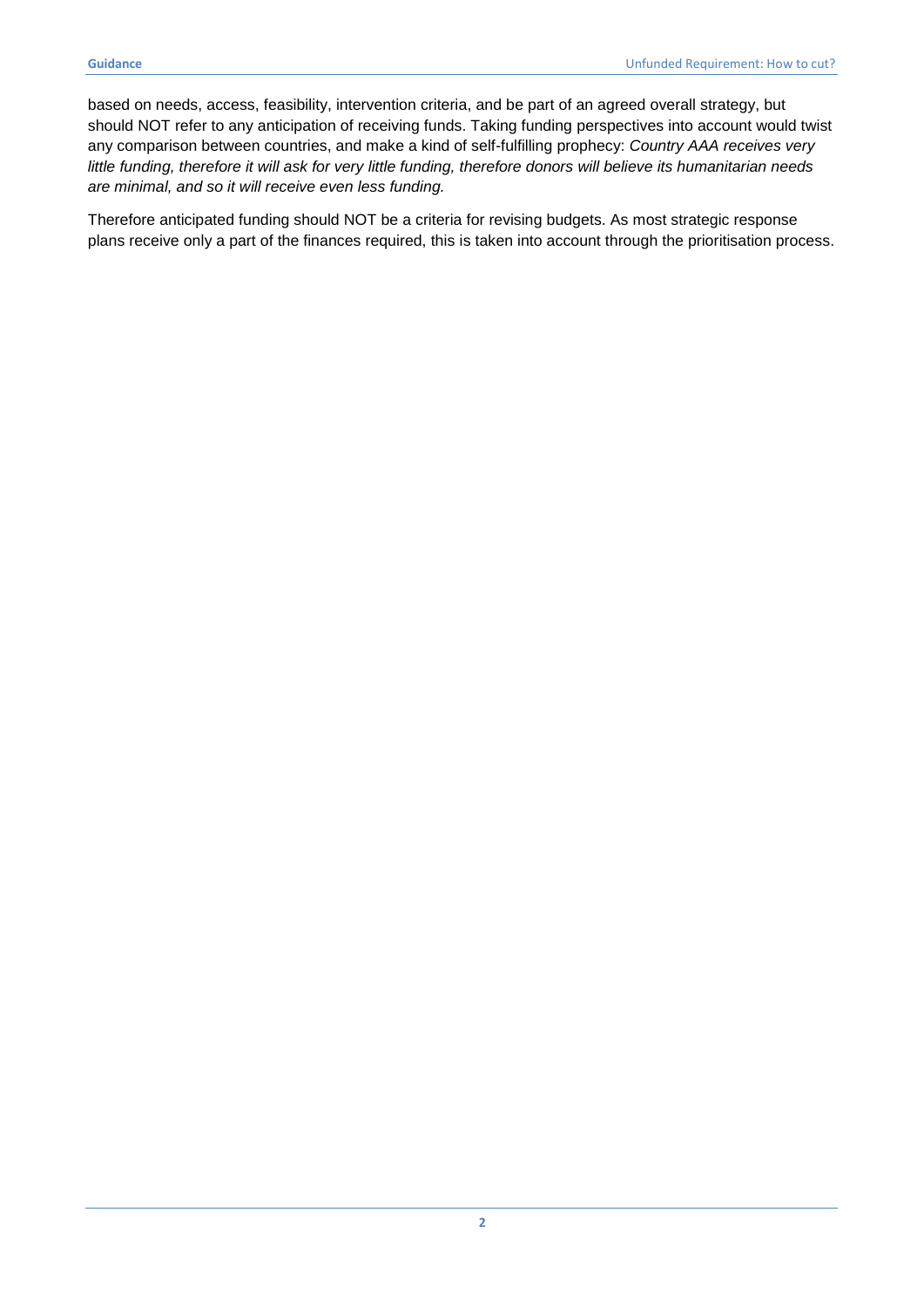based on needs, access, feasibility, intervention criteria, and be part of an agreed overall strategy, but should NOT refer to any anticipation of receiving funds. Taking funding perspectives into account would twist any comparison between countries, and make a kind of self-fulfilling prophecy: *Country AAA receives very little funding, therefore it will ask for very little funding, therefore donors will believe its humanitarian needs are minimal, and so it will receive even less funding.*

Therefore anticipated funding should NOT be a criteria for revising budgets. As most strategic response plans receive only a part of the finances required, this is taken into account through the prioritisation process.